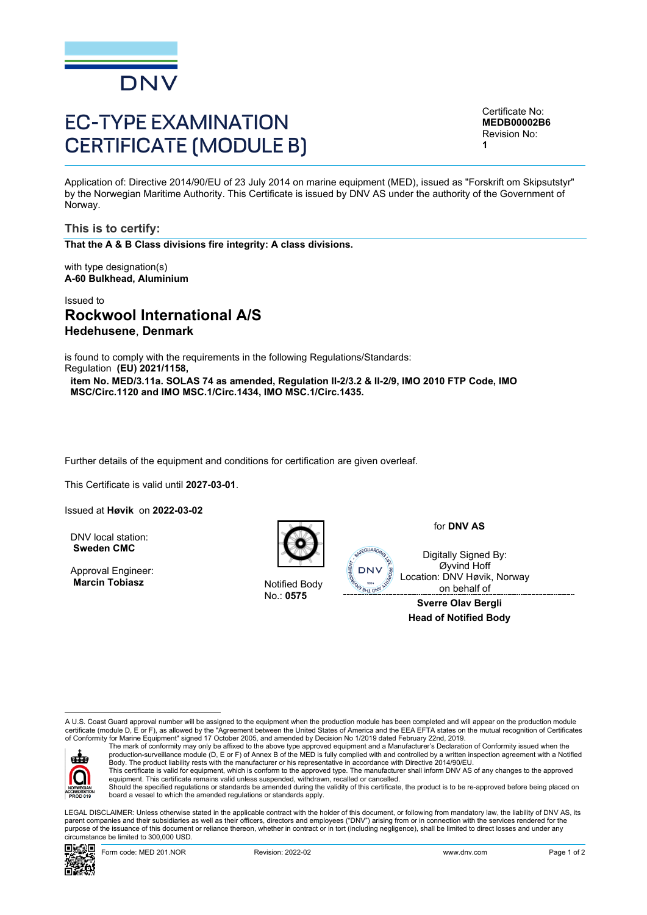DNV

# EC-TYPE EXAMINATION CERTIFICATE (MODULE B)

Certificate No:
**MEDB00002B6**
Revision No:
**1**

Application of: Directive 2014/90/EU of 23 July 2014 on marine equipment (MED), issued as "Forskrift om Skipsutstyr" by the Norwegian Maritime Authority. This Certificate is issued by DNV AS under the authority of the Government of Norway.

## This is to certify:

**That the A & B Class divisions fire integrity: A class divisions.**

with type designation(s)
**A-60 Bulkhead, Aluminium**

Issued to

## Rockwool International A/S

**Hedehusene**, **Denmark**

is found to comply with the requirements in the following Regulations/Standards:
Regulation **(EU) 2021/1158,**
**item No. MED/3.11a. SOLAS 74 as amended, Regulation II-2/3.2 & II-2/9, IMO 2010 FTP Code, IMO MSC/Circ.1120 and IMO MSC.1/Circ.1434, IMO MSC.1/Circ.1435.**

Further details of the equipment and conditions for certification are given overleaf.

This Certificate is valid until **2027-03-01**.

Issued at **Høvik** on **2022-03-02**

DNV local station:
**Sweden CMC**

Approval Engineer:
**Marcin Tobiasz**

Notified Body
No.: **0575**

for **DNV AS**

Digitally Signed By:
Øyvind Hoff
Location: DNV Høvik, Norway
on behalf of

**Sverre Olav Bergli**
**Head of Notified Body**

A U.S. Coast Guard approval number will be assigned to the equipment when the production module has been completed and will appear on the production module certificate (module D, E or F), as allowed by the "Agreement between the United States of America and the EEA EFTA states on the mutual recognition of Certificates of Conformity for Marine Equipment" signed 17 October 2005, and amended by Decision No 1/2019 dated February 22nd, 2019.
The mark of conformity may only be affixed to the above type approved equipment and a Manufacturer's Declaration of Conformity issued when the production-surveillance module (D, E or F) of Annex B of the MED is fully complied with and controlled by a written inspection agreement with a Notified Body. The product liability rests with the manufacturer or his representative in accordance with Directive 2014/90/EU.
This certificate is valid for equipment, which is conform to the approved type. The manufacturer shall inform DNV AS of any changes to the approved equipment. This certificate remains valid unless suspended, withdrawn, recalled or cancelled.
Should the specified regulations or standards be amended during the validity of this certificate, the product is to be re-approved before being placed on board a vessel to which the amended regulations or standards apply.

NORWEGIAN ACCREDITATION PROD 019

LEGAL DISCLAIMER: Unless otherwise stated in the applicable contract with the holder of this document, or following from mandatory law, the liability of DNV AS, its parent companies and their subsidiaries as well as their officers, directors and employees ("DNV") arising from or in connection with the services rendered for the purpose of the issuance of this document or reliance thereon, whether in contract or in tort (including negligence), shall be limited to direct losses and under any circumstance be limited to 300,000 USD.

Form code: MED 201.NOR Revision: 2022-02 www.dnv.com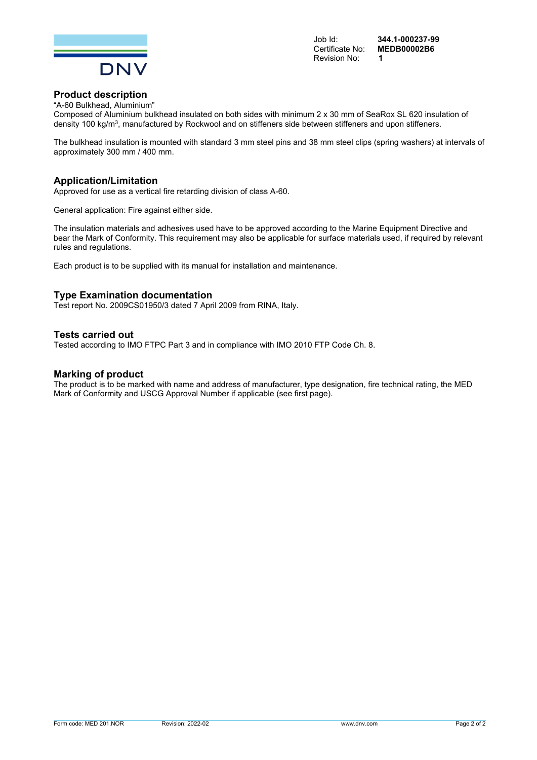| | |
|---|---|
| Job Id: | **344.1-000237-99** |
| Certificate No: | **MEDB00002B6** |
| Revision No: | **1** |

## Product description

"A-60 Bulkhead, Aluminium"
Composed of Aluminium bulkhead insulated on both sides with minimum 2 x 30 mm of SeaRox SL 620 insulation of density 100 kg/m$^3$, manufactured by Rockwool and on stiffeners side between stiffeners and upon stiffeners.

The bulkhead insulation is mounted with standard 3 mm steel pins and 38 mm steel clips (spring washers) at intervals of approximately 300 mm / 400 mm.

## Application/Limitation

Approved for use as a vertical fire retarding division of class A-60.

General application: Fire against either side.

The insulation materials and adhesives used have to be approved according to the Marine Equipment Directive and bear the Mark of Conformity. This requirement may also be applicable for surface materials used, if required by relevant rules and regulations.

Each product is to be supplied with its manual for installation and maintenance.

## Type Examination documentation

Test report No. 2009CS01950/3 dated 7 April 2009 from RINA, Italy.

## Tests carried out

Tested according to IMO FTPC Part 3 and in compliance with IMO 2010 FTP Code Ch. 8.

## Marking of product

The product is to be marked with name and address of manufacturer, type designation, fire technical rating, the MED Mark of Conformity and USCG Approval Number if applicable (see first page).